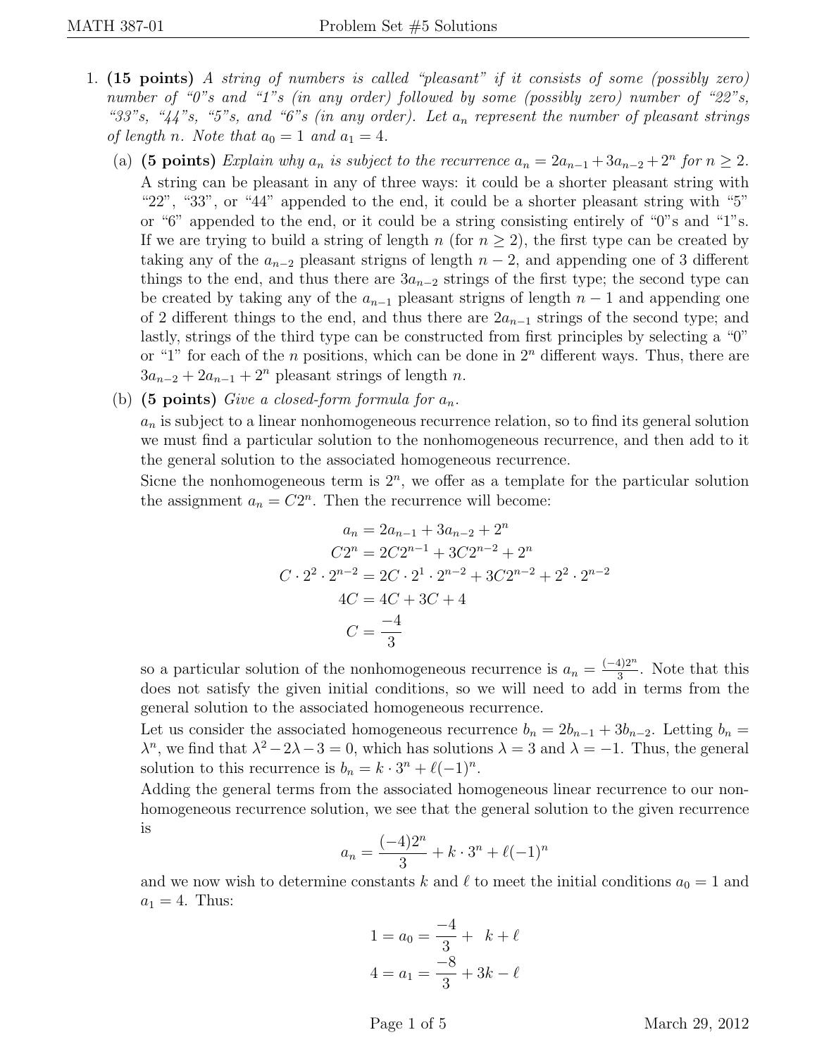1. **(15 points)** *A string of numbers is called "pleasant" if it consists of some (possibly zero) number of "0"s and "1"s (in any order) followed by some (possibly zero) number of "22"s, "33"s, "44"s, "5"s, and "6"s (in any order). Let $a_n$ represent the number of pleasant strings of length $n$. Note that $a_0 = 1$ and $a_1 = 4$.*

   (a) **(5 points)** *Explain why $a_n$ is subject to the recurrence $a_n = 2a_{n-1} + 3a_{n-2} + 2^n$ for $n \geq 2$.*

   A string can be pleasant in any of three ways: it could be a shorter pleasant string with "22", "33", or "44" appended to the end, it could be a shorter pleasant string with "5" or "6" appended to the end, or it could be a string consisting entirely of "0" and "1"s. If we are trying to build a string of length $n$ (for $n \geq 2$), the first type can be created by taking any of the $a_{n-2}$ pleasant strigns of length $n-2$, and appending one of 3 different things to the end, and thus there are $3a_{n-2}$ strings of the first type; the second type can be created by taking any of the $a_{n-1}$ pleasant strigns of length $n-1$ and appending one of 2 different things to the end, and thus there are $2a_{n-1}$ strings of the second type; and lastly, strings of the third type can be constructed from first principles by selecting a "0" or "1" for each of the $n$ positions, which can be done in $2^n$ different ways. Thus, there are $3a_{n-2} + 2a_{n-1} + 2^n$ pleasant strings of length $n$.

   (b) **(5 points)** *Give a closed-form formula for $a_n$.*

   $a_n$ is subject to a linear nonhomogeneous recurrence relation, so to find its general solution we must find a particular solution to the nonhomogeneous recurrence, and then add to it the general solution to the associated homogeneous recurrence.

   Sicne the nonhomogeneous term is $2^n$, we offer as a template for the particular solution the assignment $a_n = C2^n$. Then the recurrence will become:

$$
\begin{aligned}
a_n &= 2a_{n-1} + 3a_{n-2} + 2^n \\
C2^n &= 2C2^{n-1} + 3C2^{n-2} + 2^n \\
C \cdot 2^2 \cdot 2^{n-2} &= 2C \cdot 2^1 \cdot 2^{n-2} + 3C2^{n-2} + 2^2 \cdot 2^{n-2} \\
4C &= 4C + 3C + 4 \\
C &= \frac{-4}{3}
\end{aligned}
$$

   so a particular solution of the nonhomogeneous recurrence is $a_n = \frac{(-4)2^n}{3}$. Note that this does not satisfy the given initial conditions, so we will need to add in terms from the general solution to the associated homogeneous recurrence.

   Let us consider the associated homogeneous recurrence $b_n = 2b_{n-1} + 3b_{n-2}$. Letting $b_n = \lambda^n$, we find that $\lambda^2 - 2\lambda - 3 = 0$, which has solutions $\lambda = 3$ and $\lambda = -1$. Thus, the general solution to this recurrence is $b_n = k \cdot 3^n + \ell(-1)^n$.

   Adding the general terms from the associated homogeneous linear recurrence to our nonhomogeneous recurrence solution, we see that the general solution to the given recurrence is

$$
a_n = \frac{(-4)2^n}{3} + k \cdot 3^n + \ell(-1)^n
$$

   and we now wish to determine constants $k$ and $\ell$ to meet the initial conditions $a_0 = 1$ and $a_1 = 4$. Thus:

$$
\begin{aligned}
1 = a_0 &= \frac{-4}{3} + \ k + \ell \\
4 = a_1 &= \frac{-8}{3} + 3k - \ell
\end{aligned}
$$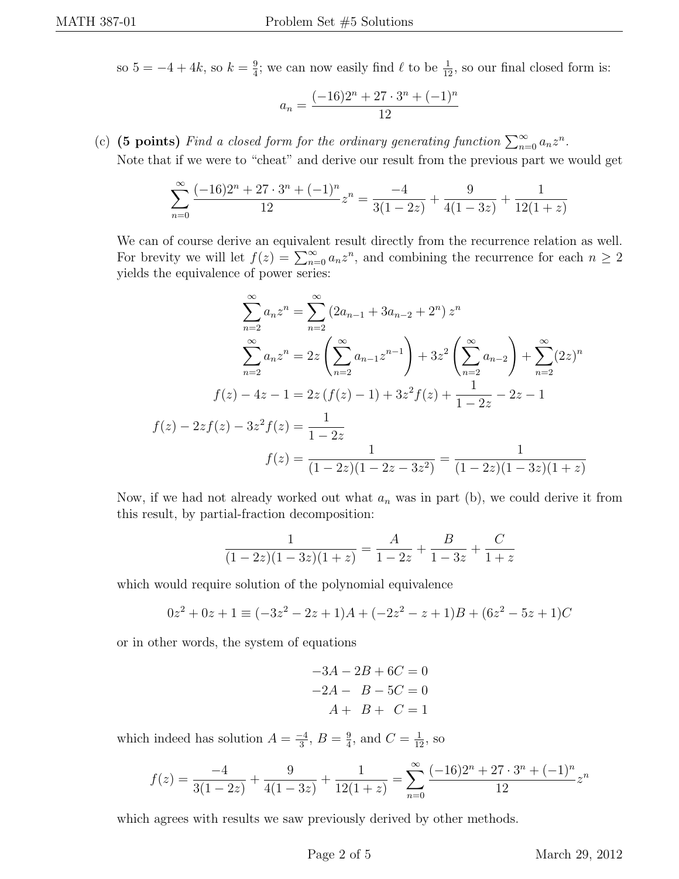so $5 = -4 + 4k$, so $k = \frac{9}{4}$; we can now easily find $\ell$ to be $\frac{1}{12}$, so our final closed form is:

$$a_n = \frac{(-16)2^n + 27 \cdot 3^n + (-1)^n}{12}$$

(c) **(5 points)** *Find a closed form for the ordinary generating function* $\sum_{n=0}^{\infty} a_n z^n$.

Note that if we were to "cheat" and derive our result from the previous part we would get

$$\sum_{n=0}^{\infty} \frac{(-16)2^n + 27 \cdot 3^n + (-1)^n}{12} z^n = \frac{-4}{3(1-2z)} + \frac{9}{4(1-3z)} + \frac{1}{12(1+z)}$$

We can of course derive an equivalent result directly from the recurrence relation as well. For brevity we will let $f(z) = \sum_{n=0}^{\infty} a_n z^n$, and combining the recurrence for each $n \geq 2$ yields the equivalence of power series:

$$\begin{aligned}
\sum_{n=2}^{\infty} a_n z^n &= \sum_{n=2}^{\infty} \left(2a_{n-1} + 3a_{n-2} + 2^n\right) z^n \\
\sum_{n=2}^{\infty} a_n z^n &= 2z \left( \sum_{n=2}^{\infty} a_{n-1} z^{n-1} \right) + 3z^2 \left( \sum_{n=2}^{\infty} a_{n-2} \right) + \sum_{n=2}^{\infty} (2z)^n \\
f(z) - 4z - 1 &= 2z\left(f(z) - 1\right) + 3z^2 f(z) + \frac{1}{1-2z} - 2z - 1 \\
f(z) - 2zf(z) - 3z^2 f(z) &= \frac{1}{1-2z} \\
f(z) &= \frac{1}{(1-2z)(1-2z-3z^2)} = \frac{1}{(1-2z)(1-3z)(1+z)}
\end{aligned}$$

Now, if we had not already worked out what $a_n$ was in part (b), we could derive it from this result, by partial-fraction decomposition:

$$\frac{1}{(1-2z)(1-3z)(1+z)} = \frac{A}{1-2z} + \frac{B}{1-3z} + \frac{C}{1+z}$$

which would require solution of the polynomial equivalence

$$0z^2 + 0z + 1 \equiv (-3z^2 - 2z + 1)A + (-2z^2 - z + 1)B + (6z^2 - 5z + 1)C$$

or in other words, the system of equations

$$\begin{aligned}
-3A - 2B + 6C &= 0 \\
-2A - \phantom{2}B - 5C &= 0 \\
A + \phantom{2}B + \phantom{5}C &= 1
\end{aligned}$$

which indeed has solution $A = \frac{-4}{3}$, $B = \frac{9}{4}$, and $C = \frac{1}{12}$, so

$$f(z) = \frac{-4}{3(1-2z)} + \frac{9}{4(1-3z)} + \frac{1}{12(1+z)} = \sum_{n=0}^{\infty} \frac{(-16)2^n + 27 \cdot 3^n + (-1)^n}{12} z^n$$

which agrees with results we saw previously derived by other methods.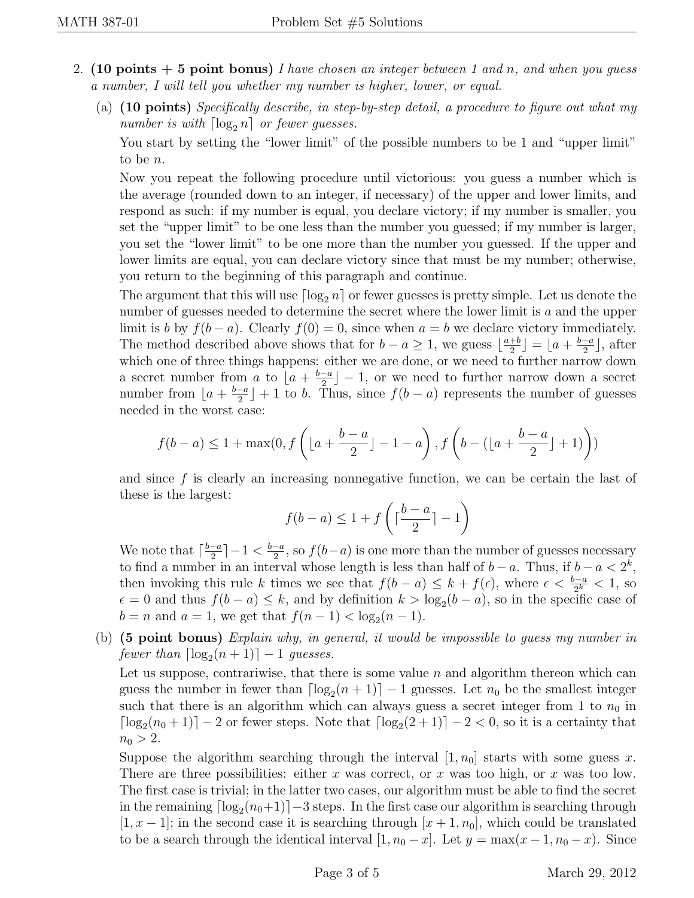2. **(10 points + 5 point bonus)** *I have chosen an integer between 1 and n, and when you guess a number, I will tell you whether my number is higher, lower, or equal.*

   (a) **(10 points)** *Specifically describe, in step-by-step detail, a procedure to figure out what my number is with* $\lceil \log_2 n \rceil$ *or fewer guesses.*

   You start by setting the "lower limit" of the possible numbers to be 1 and "upper limit" to be $n$.

   Now you repeat the following procedure until victorious: you guess a number which is the average (rounded down to an integer, if necessary) of the upper and lower limits, and respond as such: if my number is equal, you declare victory; if my number is smaller, you set the "upper limit" to be one less than the number you guessed; if my number is larger, you set the "lower limit" to be one more than the number you guessed. If the upper and lower limits are equal, you can declare victory since that must be my number; otherwise, you return to the beginning of this paragraph and continue.

   The argument that this will use $\lceil \log_2 n \rceil$ or fewer guesses is pretty simple. Let us denote the number of guesses needed to determine the secret where the lower limit is $a$ and the upper limit is $b$ by $f(b-a)$. Clearly $f(0) = 0$, since when $a = b$ we declare victory immediately. The method described above shows that for $b - a \geq 1$, we guess $\lfloor \frac{a+b}{2} \rfloor = \lfloor a + \frac{b-a}{2} \rfloor$, after which one of three things happens: either we are done, or we need to further narrow down a secret number from $a$ to $\lfloor a + \frac{b-a}{2} \rfloor - 1$, or we need to further narrow down a secret number from $\lfloor a + \frac{b-a}{2} \rfloor + 1$ to $b$. Thus, since $f(b-a)$ represents the number of guesses needed in the worst case:

   $$f(b-a) \leq 1 + \max(0, f\left(\lfloor a + \frac{b-a}{2} \rfloor - 1 - a\right), f\left(b - (\lfloor a + \frac{b-a}{2} \rfloor + 1)\right))$$

   and since $f$ is clearly an increasing nonnegative function, we can be certain the last of these is the largest:

   $$f(b-a) \leq 1 + f\left(\lceil \frac{b-a}{2} \rceil - 1\right)$$

   We note that $\lceil \frac{b-a}{2} \rceil - 1 < \frac{b-a}{2}$, so $f(b-a)$ is one more than the number of guesses necessary to find a number in an interval whose length is less than half of $b-a$. Thus, if $b - a < 2^k$, then invoking this rule $k$ times we see that $f(b-a) \leq k + f(\epsilon)$, where $\epsilon < \frac{b-a}{2^k} < 1$, so $\epsilon = 0$ and thus $f(b-a) \leq k$, and by definition $k > \log_2(b-a)$, so in the specific case of $b = n$ and $a = 1$, we get that $f(n-1) < \log_2(n-1)$.

   (b) **(5 point bonus)** *Explain why, in general, it would be impossible to guess my number in fewer than* $\lceil \log_2(n+1) \rceil - 1$ *guesses.*

   Let us suppose, contrariwise, that there is some value $n$ and algorithm thereon which can guess the number in fewer than $\lceil \log_2(n+1) \rceil - 1$ guesses. Let $n_0$ be the smallest integer such that there is an algorithm which can always guess a secret integer from 1 to $n_0$ in $\lceil \log_2(n_0+1) \rceil - 2$ or fewer steps. Note that $\lceil \log_2(2+1) \rceil - 2 < 0$, so it is a certainty that $n_0 > 2$.

   Suppose the algorithm searching through the interval $[1, n_0]$ starts with some guess $x$. There are three possibilities: either $x$ was correct, or $x$ was too high, or $x$ was too low. The first case is trivial; in the latter two cases, our algorithm must be able to find the secret in the remaining $\lceil \log_2(n_0+1) \rceil - 3$ steps. In the first case our algorithm is searching through $[1, x-1]$; in the second case it is searching through $[x+1, n_0]$, which could be translated to be a search through the identical interval $[1, n_0 - x]$. Let $y = \max(x-1, n_0 - x)$. Since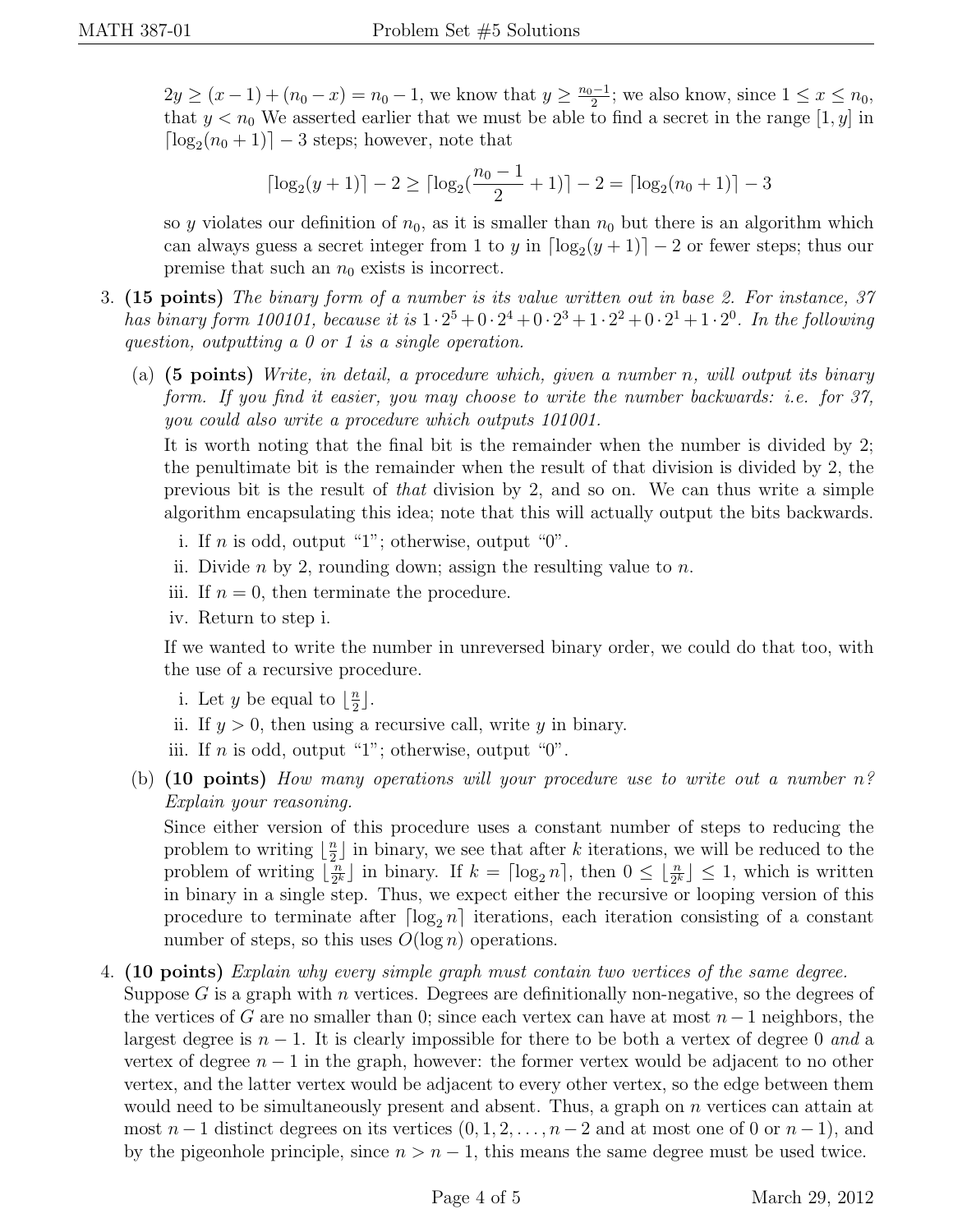$2y \geq (x-1) + (n_0 - x) = n_0 - 1$, we know that $y \geq \frac{n_0-1}{2}$; we also know, since $1 \leq x \leq n_0$, that $y < n_0$ We asserted earlier that we must be able to find a secret in the range $[1, y]$ in $\lceil \log_2(n_0+1) \rceil - 3$ steps; however, note that

$$\lceil \log_2(y+1) \rceil - 2 \geq \lceil \log_2(\frac{n_0-1}{2}+1) \rceil - 2 = \lceil \log_2(n_0+1) \rceil - 3$$

so $y$ violates our definition of $n_0$, as it is smaller than $n_0$ but there is an algorithm which can always guess a secret integer from 1 to $y$ in $\lceil \log_2(y+1) \rceil - 2$ or fewer steps; thus our premise that such an $n_0$ exists is incorrect.

3. **(15 points)** *The binary form of a number is its value written out in base 2. For instance, 37 has binary form 100101, because it is $1 \cdot 2^5 + 0 \cdot 2^4 + 0 \cdot 2^3 + 1 \cdot 2^2 + 0 \cdot 2^1 + 1 \cdot 2^0$. In the following question, outputting a 0 or 1 is a single operation.*

   (a) **(5 points)** *Write, in detail, a procedure which, given a number $n$, will output its binary form. If you find it easier, you may choose to write the number backwards: i.e. for 37, you could also write a procedure which outputs 101001.*

   It is worth noting that the final bit is the remainder when the number is divided by 2; the penultimate bit is the remainder when the result of that division is divided by 2, the previous bit is the result of *that* division by 2, and so on. We can thus write a simple algorithm encapsulating this idea; note that this will actually output the bits backwards.

   i. If $n$ is odd, output "1"; otherwise, output "0".
   ii. Divide $n$ by 2, rounding down; assign the resulting value to $n$.
   iii. If $n = 0$, then terminate the procedure.
   iv. Return to step i.

   If we wanted to write the number in unreversed binary order, we could do that too, with the use of a recursive procedure.

   i. Let $y$ be equal to $\lfloor \frac{n}{2} \rfloor$.
   ii. If $y > 0$, then using a recursive call, write $y$ in binary.
   iii. If $n$ is odd, output "1"; otherwise, output "0".

   (b) **(10 points)** *How many operations will your procedure use to write out a number $n$? Explain your reasoning.*

   Since either version of this procedure uses a constant number of steps to reducing the problem to writing $\lfloor \frac{n}{2} \rfloor$ in binary, we see that after $k$ iterations, we will be reduced to the problem of writing $\lfloor \frac{n}{2^k} \rfloor$ in binary. If $k = \lceil \log_2 n \rceil$, then $0 \leq \lfloor \frac{n}{2^k} \rfloor \leq 1$, which is written in binary in a single step. Thus, we expect either the recursive or looping version of this procedure to terminate after $\lceil \log_2 n \rceil$ iterations, each iteration consisting of a constant number of steps, so this uses $O(\log n)$ operations.

4. **(10 points)** *Explain why every simple graph must contain two vertices of the same degree.*

   Suppose $G$ is a graph with $n$ vertices. Degrees are definitionally non-negative, so the degrees of the vertices of $G$ are no smaller than 0; since each vertex can have at most $n-1$ neighbors, the largest degree is $n-1$. It is clearly impossible for there to be both a vertex of degree 0 *and* a vertex of degree $n-1$ in the graph, however: the former vertex would be adjacent to no other vertex, and the latter vertex would be adjacent to every other vertex, so the edge between them would need to be simultaneously present and absent. Thus, a graph on $n$ vertices can attain at most $n-1$ distinct degrees on its vertices ($0, 1, 2, \ldots, n-2$ and at most one of 0 or $n-1$), and by the pigeonhole principle, since $n > n-1$, this means the same degree must be used twice.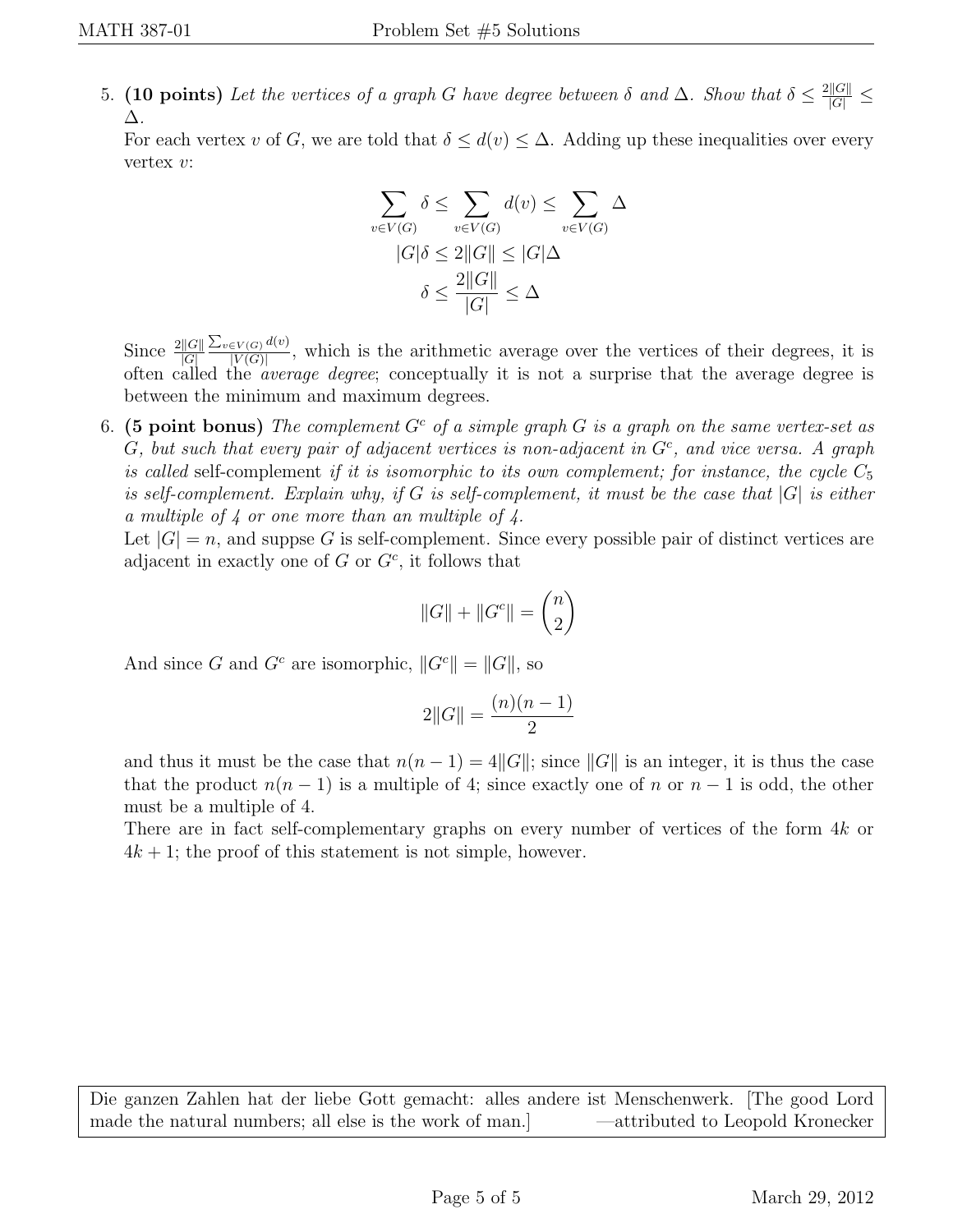5. **(10 points)** *Let the vertices of a graph $G$ have degree between $\delta$ and $\Delta$. Show that $\delta \leq \frac{2\|G\|}{|G|} \leq \Delta$.*

For each vertex $v$ of $G$, we are told that $\delta \leq d(v) \leq \Delta$. Adding up these inequalities over every vertex $v$:

$$\sum_{v \in V(G)} \delta \leq \sum_{v \in V(G)} d(v) \leq \sum_{v \in V(G)} \Delta$$

$$|G|\delta \leq 2\|G\| \leq |G|\Delta$$

$$\delta \leq \frac{2\|G\|}{|G|} \leq \Delta$$

Since $\frac{2\|G\|}{|G|} \frac{\sum_{v \in V(G)} d(v)}{|V(G)|}$, which is the arithmetic average over the vertices of their degrees, it is often called the *average degree*; conceptually it is not a surprise that the average degree is between the minimum and maximum degrees.

6. **(5 point bonus)** *The complement $G^c$ of a simple graph $G$ is a graph on the same vertex-set as $G$, but such that every pair of adjacent vertices is non-adjacent in $G^c$, and vice versa. A graph is called* self-complement *if it is isomorphic to its own complement; for instance, the cycle $C_5$ is self-complement. Explain why, if $G$ is self-complement, it must be the case that $|G|$ is either a multiple of 4 or one more than an multiple of 4.*

Let $|G| = n$, and suppse $G$ is self-complement. Since every possible pair of distinct vertices are adjacent in exactly one of $G$ or $G^c$, it follows that

$$\|G\| + \|G^c\| = \binom{n}{2}$$

And since $G$ and $G^c$ are isomorphic, $\|G^c\| = \|G\|$, so

$$2\|G\| = \frac{(n)(n-1)}{2}$$

and thus it must be the case that $n(n-1) = 4\|G\|$; since $\|G\|$ is an integer, it is thus the case that the product $n(n-1)$ is a multiple of 4; since exactly one of $n$ or $n-1$ is odd, the other must be a multiple of 4.

There are in fact self-complementary graphs on every number of vertices of the form $4k$ or $4k+1$; the proof of this statement is not simple, however.

Die ganzen Zahlen hat der liebe Gott gemacht: alles andere ist Menschenwerk. [The good Lord made the natural numbers; all else is the work of man.] —attributed to Leopold Kronecker